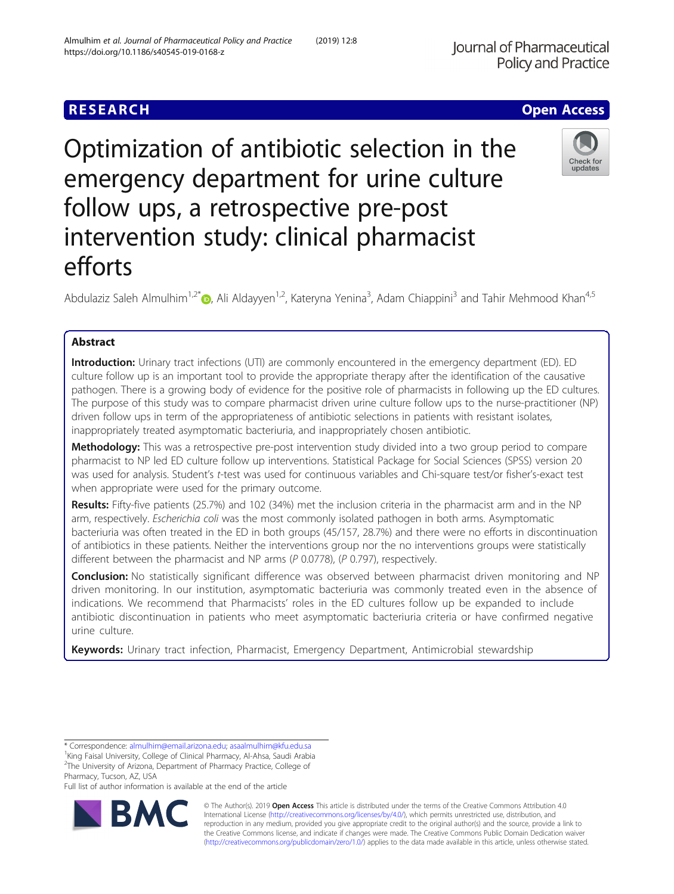RESEARCH

Open Access

# Optimization of antibiotic selection in the emergency department for urine culture follow ups, a retrospective pre-post intervention study: clinical pharmacist efforts

Abdulaziz Saleh Almulhim[1,2*], Ali Aldayyen[1,2], Kateryna Yenina[3], Adam Chiappini[3] and Tahir Mehmood Khan[4,5]

## Abstract

**Introduction:** Urinary tract infections (UTI) are commonly encountered in the emergency department (ED). ED culture follow up is an important tool to provide the appropriate therapy after the identification of the causative pathogen. There is a growing body of evidence for the positive role of pharmacists in following up the ED cultures. The purpose of this study was to compare pharmacist driven urine culture follow ups to the nurse-practitioner (NP) driven follow ups in term of the appropriateness of antibiotic selections in patients with resistant isolates, inappropriately treated asymptomatic bacteriuria, and inappropriately chosen antibiotic.

**Methodology:** This was a retrospective pre-post intervention study divided into a two group period to compare pharmacist to NP led ED culture follow up interventions. Statistical Package for Social Sciences (SPSS) version 20 was used for analysis. Student's *t*-test was used for continuous variables and Chi-square test/or fisher's-exact test when appropriate were used for the primary outcome.

**Results:** Fifty-five patients (25.7%) and 102 (34%) met the inclusion criteria in the pharmacist arm and in the NP arm, respectively. *Escherichia coli* was the most commonly isolated pathogen in both arms. Asymptomatic bacteriuria was often treated in the ED in both groups (45/157, 28.7%) and there were no efforts in discontinuation of antibiotics in these patients. Neither the interventions group nor the no interventions groups were statistically different between the pharmacist and NP arms (P 0.0778), (P 0.797), respectively.

**Conclusion:** No statistically significant difference was observed between pharmacist driven monitoring and NP driven monitoring. In our institution, asymptomatic bacteriuria was commonly treated even in the absence of indications. We recommend that Pharmacists' roles in the ED cultures follow up be expanded to include antibiotic discontinuation in patients who meet asymptomatic bacteriuria criteria or have confirmed negative urine culture.

**Keywords:** Urinary tract infection, Pharmacist, Emergency Department, Antimicrobial stewardship

\* Correspondence: almulhim@email.arizona.edu; asaalmulhim@kfu.edu.sa
[1]King Faisal University, College of Clinical Pharmacy, Al-Ahsa, Saudi Arabia
[2]The University of Arizona, Department of Pharmacy Practice, College of Pharmacy, Tucson, AZ, USA
Full list of author information is available at the end of the article

© The Author(s). 2019 **Open Access** This article is distributed under the terms of the Creative Commons Attribution 4.0 International License (http://creativecommons.org/licenses/by/4.0/), which permits unrestricted use, distribution, and reproduction in any medium, provided you give appropriate credit to the original author(s) and the source, provide a link to the Creative Commons license, and indicate if changes were made. The Creative Commons Public Domain Dedication waiver (http://creativecommons.org/publicdomain/zero/1.0/) applies to the data made available in this article, unless otherwise stated.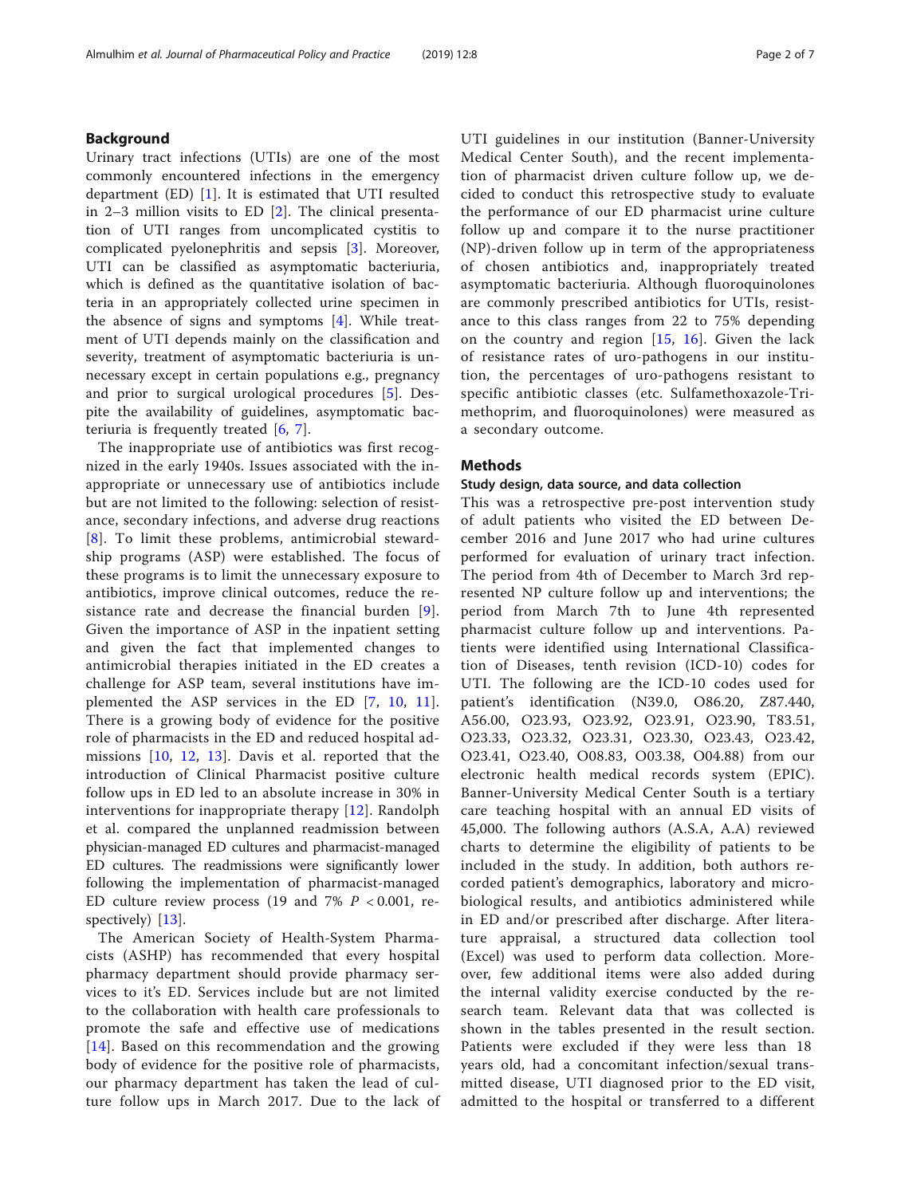## Background

Urinary tract infections (UTIs) are one of the most commonly encountered infections in the emergency department (ED) [1]. It is estimated that UTI resulted in 2–3 million visits to ED [2]. The clinical presentation of UTI ranges from uncomplicated cystitis to complicated pyelonephritis and sepsis [3]. Moreover, UTI can be classified as asymptomatic bacteriuria, which is defined as the quantitative isolation of bacteria in an appropriately collected urine specimen in the absence of signs and symptoms [4]. While treatment of UTI depends mainly on the classification and severity, treatment of asymptomatic bacteriuria is unnecessary except in certain populations e.g., pregnancy and prior to surgical urological procedures [5]. Despite the availability of guidelines, asymptomatic bacteriuria is frequently treated [6, 7].

The inappropriate use of antibiotics was first recognized in the early 1940s. Issues associated with the inappropriate or unnecessary use of antibiotics include but are not limited to the following: selection of resistance, secondary infections, and adverse drug reactions [8]. To limit these problems, antimicrobial stewardship programs (ASP) were established. The focus of these programs is to limit the unnecessary exposure to antibiotics, improve clinical outcomes, reduce the resistance rate and decrease the financial burden [9]. Given the importance of ASP in the inpatient setting and given the fact that implemented changes to antimicrobial therapies initiated in the ED creates a challenge for ASP team, several institutions have implemented the ASP services in the ED [7, 10, 11]. There is a growing body of evidence for the positive role of pharmacists in the ED and reduced hospital admissions [10, 12, 13]. Davis et al. reported that the introduction of Clinical Pharmacist positive culture follow ups in ED led to an absolute increase in 30% in interventions for inappropriate therapy [12]. Randolph et al. compared the unplanned readmission between physician-managed ED cultures and pharmacist-managed ED cultures. The readmissions were significantly lower following the implementation of pharmacist-managed ED culture review process (19 and 7% $P < 0.001$, respectively) [13].

The American Society of Health-System Pharmacists (ASHP) has recommended that every hospital pharmacy department should provide pharmacy services to it's ED. Services include but are not limited to the collaboration with health care professionals to promote the safe and effective use of medications [14]. Based on this recommendation and the growing body of evidence for the positive role of pharmacists, our pharmacy department has taken the lead of culture follow ups in March 2017. Due to the lack of UTI guidelines in our institution (Banner-University Medical Center South), and the recent implementation of pharmacist driven culture follow up, we decided to conduct this retrospective study to evaluate the performance of our ED pharmacist urine culture follow up and compare it to the nurse practitioner (NP)-driven follow up in term of the appropriateness of chosen antibiotics and, inappropriately treated asymptomatic bacteriuria. Although fluoroquinolones are commonly prescribed antibiotics for UTIs, resistance to this class ranges from 22 to 75% depending on the country and region [15, 16]. Given the lack of resistance rates of uro-pathogens in our institution, the percentages of uro-pathogens resistant to specific antibiotic classes (etc. Sulfamethoxazole-Trimethoprim, and fluoroquinolones) were measured as a secondary outcome.

## Methods

### Study design, data source, and data collection

This was a retrospective pre-post intervention study of adult patients who visited the ED between December 2016 and June 2017 who had urine cultures performed for evaluation of urinary tract infection. The period from 4th of December to March 3rd represented NP culture follow up and interventions; the period from March 7th to June 4th represented pharmacist culture follow up and interventions. Patients were identified using International Classification of Diseases, tenth revision (ICD-10) codes for UTI. The following are the ICD-10 codes used for patient's identification (N39.0, O86.20, Z87.440, A56.00, O23.93, O23.92, O23.91, O23.90, T83.51, O23.33, O23.32, O23.31, O23.30, O23.43, O23.42, O23.41, O23.40, O08.83, O03.38, O04.88) from our electronic health medical records system (EPIC). Banner-University Medical Center South is a tertiary care teaching hospital with an annual ED visits of 45,000. The following authors (A.S.A, A.A) reviewed charts to determine the eligibility of patients to be included in the study. In addition, both authors recorded patient's demographics, laboratory and microbiological results, and antibiotics administered while in ED and/or prescribed after discharge. After literature appraisal, a structured data collection tool (Excel) was used to perform data collection. Moreover, few additional items were also added during the internal validity exercise conducted by the research team. Relevant data that was collected is shown in the tables presented in the result section. Patients were excluded if they were less than 18 years old, had a concomitant infection/sexual transmitted disease, UTI diagnosed prior to the ED visit, admitted to the hospital or transferred to a different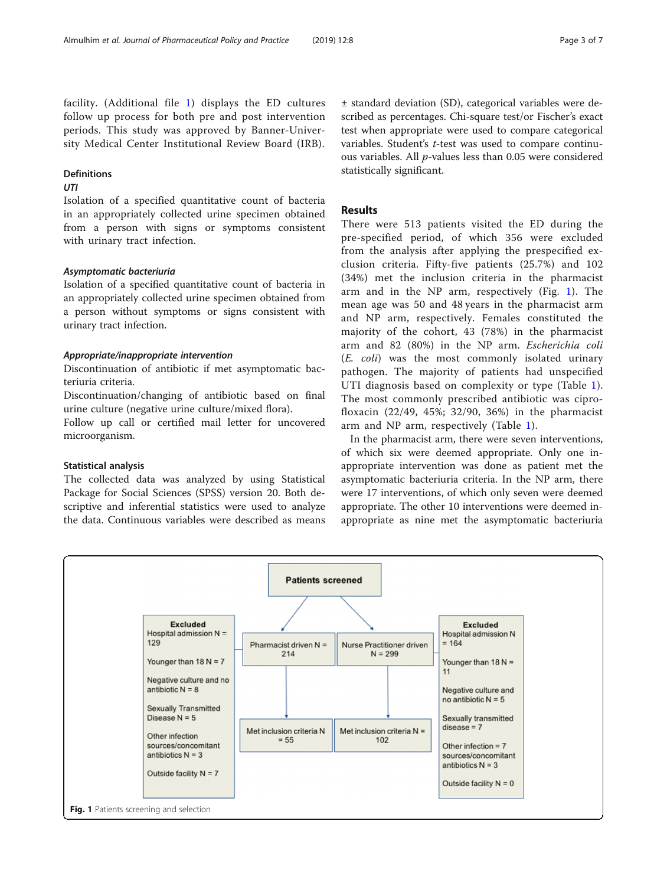facility. (Additional file 1) displays the ED cultures follow up process for both pre and post intervention periods. This study was approved by Banner-University Medical Center Institutional Review Board (IRB).

## Definitions

### UTI

Isolation of a specified quantitative count of bacteria in an appropriately collected urine specimen obtained from a person with signs or symptoms consistent with urinary tract infection.

### Asymptomatic bacteriuria

Isolation of a specified quantitative count of bacteria in an appropriately collected urine specimen obtained from a person without symptoms or signs consistent with urinary tract infection.

### Appropriate/inappropriate intervention

Discontinuation of antibiotic if met asymptomatic bacteriuria criteria.

Discontinuation/changing of antibiotic based on final urine culture (negative urine culture/mixed flora).

Follow up call or certified mail letter for uncovered microorganism.

## Statistical analysis

The collected data was analyzed by using Statistical Package for Social Sciences (SPSS) version 20. Both descriptive and inferential statistics were used to analyze the data. Continuous variables were described as means ± standard deviation (SD), categorical variables were described as percentages. Chi-square test/or Fischer's exact test when appropriate were used to compare categorical variables. Student's *t*-test was used to compare continuous variables. All *p*-values less than 0.05 were considered statistically significant.

## Results

There were 513 patients visited the ED during the pre-specified period, of which 356 were excluded from the analysis after applying the prespecified exclusion criteria. Fifty-five patients (25.7%) and 102 (34%) met the inclusion criteria in the pharmacist arm and in the NP arm, respectively (Fig. 1). The mean age was 50 and 48 years in the pharmacist arm and NP arm, respectively. Females constituted the majority of the cohort, 43 (78%) in the pharmacist arm and 82 (80%) in the NP arm. *Escherichia coli* (*E. coli*) was the most commonly isolated urinary pathogen. The majority of patients had unspecified UTI diagnosis based on complexity or type (Table 1). The most commonly prescribed antibiotic was ciprofloxacin (22/49, 45%; 32/90, 36%) in the pharmacist arm and NP arm, respectively (Table 1).

In the pharmacist arm, there were seven interventions, of which six were deemed appropriate. Only one inappropriate intervention was done as patient met the asymptomatic bacteriuria criteria. In the NP arm, there were 17 interventions, of which only seven were deemed appropriate. The other 10 interventions were deemed inappropriate as nine met the asymptomatic bacteriuria

**Patients screened**

- **Pharmacist driven N = 214**
  - Excluded: Hospital admission N = 129; Younger than 18 N = 7; Negative culture and no antibiotic N = 8; Sexually Transmitted Disease N = 5; Other infection sources/concomitant antibiotics N = 3; Outside facility N = 7
  - Met inclusion criteria N = 55
- **Nurse Practitioner driven N = 299**
  - Excluded: Hospital admission N = 164; Younger than 18 N = 11; Negative culture and no antibiotic N = 5; Sexually transmitted disease = 7; Other infection = 7 sources/concomitant antibiotics N = 3; Outside facility N = 0
  - Met inclusion criteria N = 102

**Fig. 1** Patients screening and selection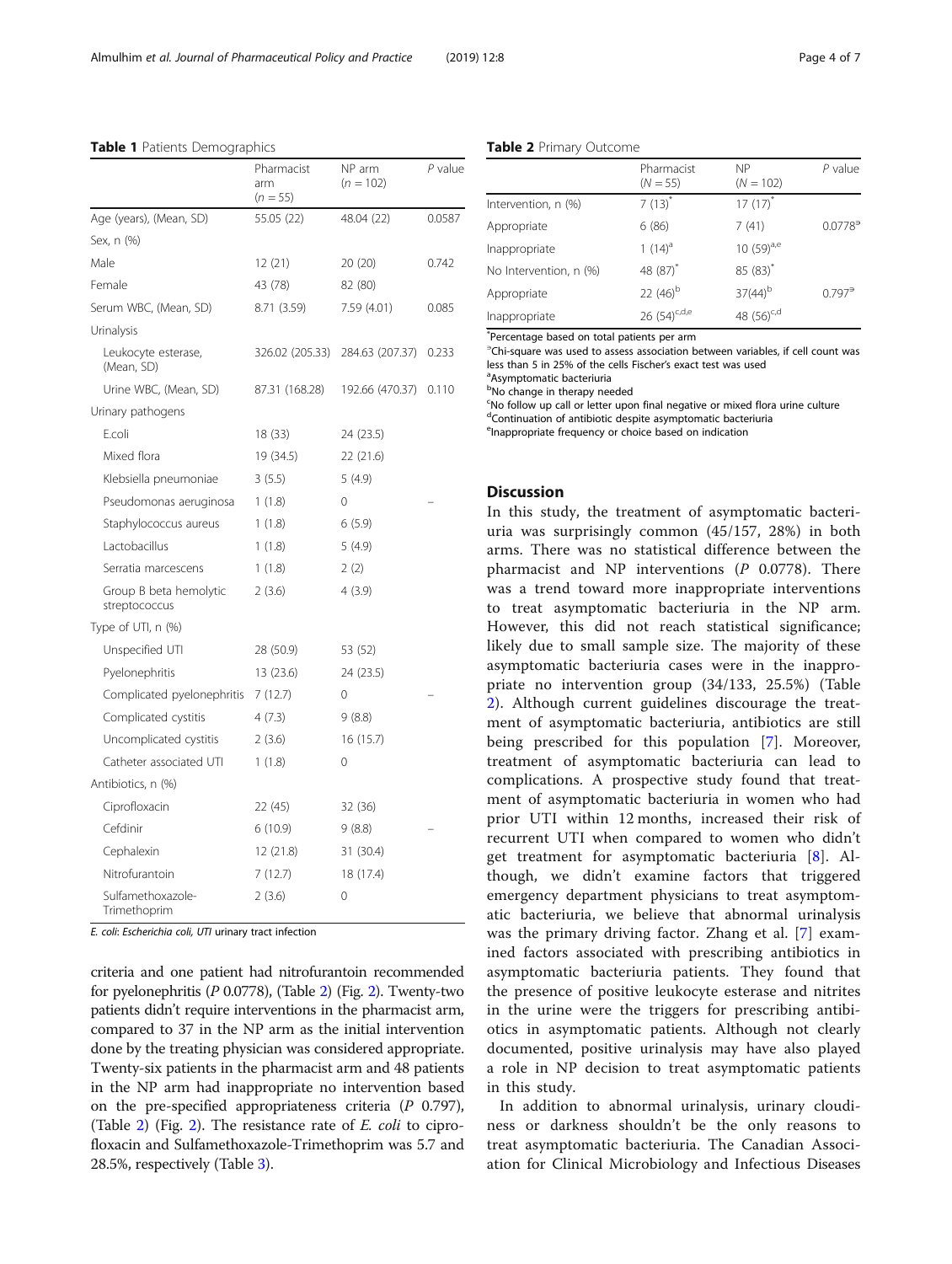**Table 1** Patients Demographics

| | Pharmacist arm ($n$ = 55) | NP arm ($n$ = 102) | $P$ value |
|---|---|---|---|
| Age (years), (Mean, SD) | 55.05 (22) | 48.04 (22) | 0.0587 |
| Sex, n (%) | | | |
| Male | 12 (21) | 20 (20) | 0.742 |
| Female | 43 (78) | 82 (80) | |
| Serum WBC, (Mean, SD) | 8.71 (3.59) | 7.59 (4.01) | 0.085 |
| Urinalysis | | | |
| Leukocyte esterase, (Mean, SD) | 326.02 (205.33) | 284.63 (207.37) | 0.233 |
| Urine WBC, (Mean, SD) | 87.31 (168.28) | 192.66 (470.37) | 0.110 |
| Urinary pathogens | | | |
| E.coli | 18 (33) | 24 (23.5) | |
| Mixed flora | 19 (34.5) | 22 (21.6) | |
| Klebsiella pneumoniae | 3 (5.5) | 5 (4.9) | |
| Pseudomonas aeruginosa | 1 (1.8) | 0 | – |
| Staphylococcus aureus | 1 (1.8) | 6 (5.9) | |
| Lactobacillus | 1 (1.8) | 5 (4.9) | |
| Serratia marcescens | 1 (1.8) | 2 (2) | |
| Group B beta hemolytic streptococcus | 2 (3.6) | 4 (3.9) | |
| Type of UTI, n (%) | | | |
| Unspecified UTI | 28 (50.9) | 53 (52) | |
| Pyelonephritis | 13 (23.6) | 24 (23.5) | |
| Complicated pyelonephritis | 7 (12.7) | 0 | – |
| Complicated cystitis | 4 (7.3) | 9 (8.8) | |
| Uncomplicated cystitis | 2 (3.6) | 16 (15.7) | |
| Catheter associated UTI | 1 (1.8) | 0 | |
| Antibiotics, n (%) | | | |
| Ciprofloxacin | 22 (45) | 32 (36) | |
| Cefdinir | 6 (10.9) | 9 (8.8) | – |
| Cephalexin | 12 (21.8) | 31 (30.4) | |
| Nitrofurantoin | 7 (12.7) | 18 (17.4) | |
| Sulfamethoxazole-Trimethoprim | 2 (3.6) | 0 | |

*E. coli*: *Escherichia coli*, *UTI* urinary tract infection

**Table 2** Primary Outcome

| | Pharmacist ($N$ = 55) | NP ($N$ = 102) | $P$ value |
|---|---|---|---|
| Intervention, n (%) | 7 (13)[*] | 17 (17)[*] | |
| Appropriate | 6 (86) | 7 (41) | 0.0778[ə] |
| Inappropriate | 1 (14)[a] | 10 (59)[a,e] | |
| No Intervention, n (%) | 48 (87)[*] | 85 (83)[*] | |
| Appropriate | 22 (46)[b] | 37(44)[b] | 0.797[ə] |
| Inappropriate | 26 (54)[c,d,e] | 48 (56)[c,d] | |

[*]Percentage based on total patients per arm
[ə]Chi-square was used to assess association between variables, if cell count was less than 5 in 25% of the cells Fischer's exact test was used
[a]Asymptomatic bacteriuria
[b]No change in therapy needed
[c]No follow up call or letter upon final negative or mixed flora urine culture
[d]Continuation of antibiotic despite asymptomatic bacteriuria
[e]Inappropriate frequency or choice based on indication

criteria and one patient had nitrofurantoin recommended for pyelonephritis ($P$ 0.0778), (Table 2) (Fig. 2). Twenty-two patients didn't require interventions in the pharmacist arm, compared to 37 in the NP arm as the initial intervention done by the treating physician was considered appropriate. Twenty-six patients in the pharmacist arm and 48 patients in the NP arm had inappropriate no intervention based on the pre-specified appropriateness criteria ($P$ 0.797), (Table 2) (Fig. 2). The resistance rate of *E. coli* to ciprofloxacin and Sulfamethoxazole-Trimethoprim was 5.7 and 28.5%, respectively (Table 3).

## Discussion

In this study, the treatment of asymptomatic bacteriuria was surprisingly common (45/157, 28%) in both arms. There was no statistical difference between the pharmacist and NP interventions ($P$ 0.0778). There was a trend toward more inappropriate interventions to treat asymptomatic bacteriuria in the NP arm. However, this did not reach statistical significance; likely due to small sample size. The majority of these asymptomatic bacteriuria cases were in the inappropriate no intervention group (34/133, 25.5%) (Table 2). Although current guidelines discourage the treatment of asymptomatic bacteriuria, antibiotics are still being prescribed for this population [7]. Moreover, treatment of asymptomatic bacteriuria can lead to complications. A prospective study found that treatment of asymptomatic bacteriuria in women who had prior UTI within 12 months, increased their risk of recurrent UTI when compared to women who didn't get treatment for asymptomatic bacteriuria [8]. Although, we didn't examine factors that triggered emergency department physicians to treat asymptomatic bacteriuria, we believe that abnormal urinalysis was the primary driving factor. Zhang et al. [7] examined factors associated with prescribing antibiotics in asymptomatic bacteriuria patients. They found that the presence of positive leukocyte esterase and nitrites in the urine were the triggers for prescribing antibiotics in asymptomatic patients. Although not clearly documented, positive urinalysis may have also played a role in NP decision to treat asymptomatic patients in this study.

In addition to abnormal urinalysis, urinary cloudiness or darkness shouldn't be the only reasons to treat asymptomatic bacteriuria. The Canadian Association for Clinical Microbiology and Infectious Diseases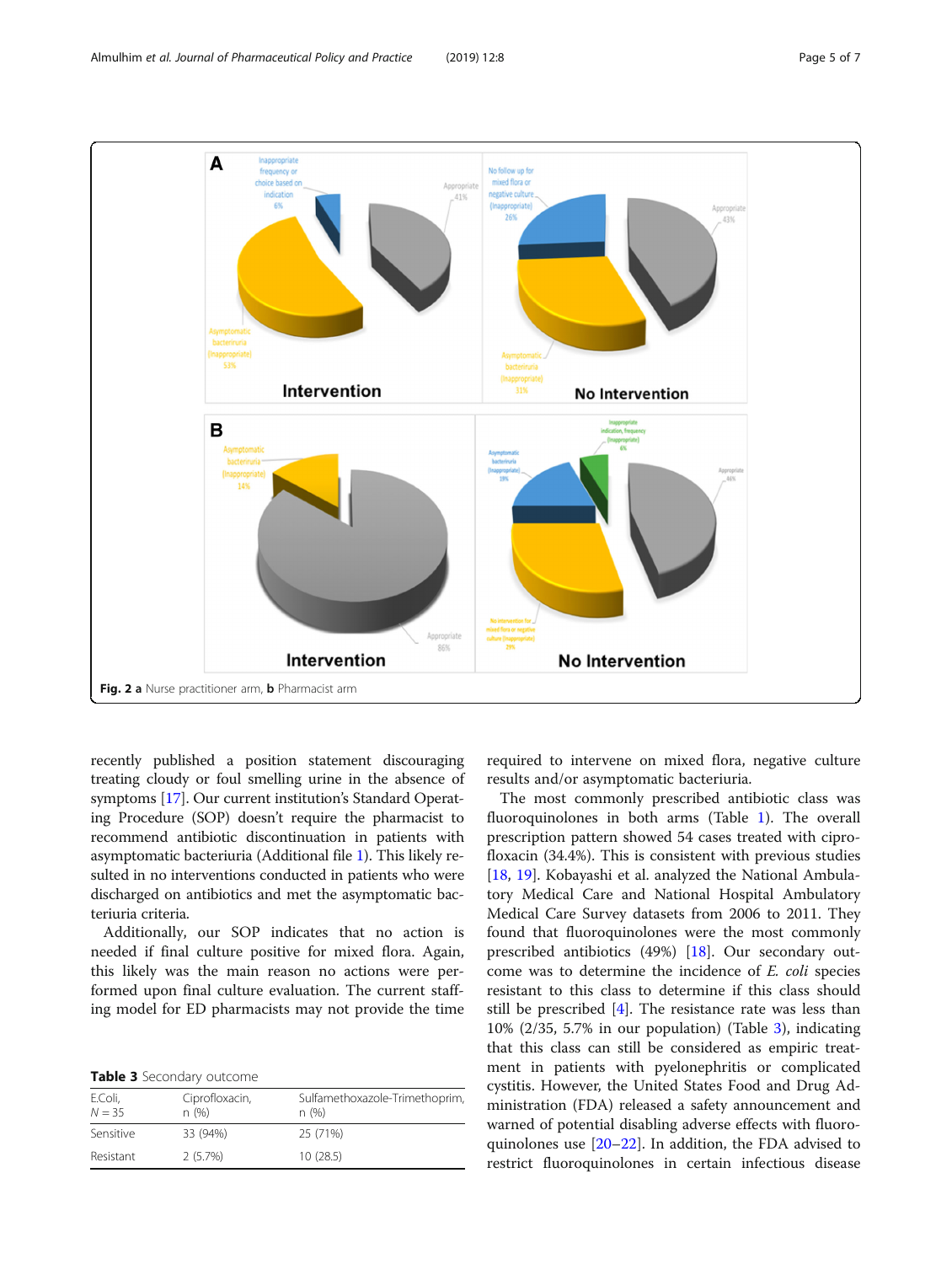Fig. 2 a Nurse practitioner arm, b Pharmacist arm

recently published a position statement discouraging treating cloudy or foul smelling urine in the absence of symptoms [17]. Our current institution's Standard Operating Procedure (SOP) doesn't require the pharmacist to recommend antibiotic discontinuation in patients with asymptomatic bacteriuria (Additional file 1). This likely resulted in no interventions conducted in patients who were discharged on antibiotics and met the asymptomatic bacteriuria criteria.

Additionally, our SOP indicates that no action is needed if final culture positive for mixed flora. Again, this likely was the main reason no actions were performed upon final culture evaluation. The current staffing model for ED pharmacists may not provide the time required to intervene on mixed flora, negative culture results and/or asymptomatic bacteriuria.

The most commonly prescribed antibiotic class was fluoroquinolones in both arms (Table 1). The overall prescription pattern showed 54 cases treated with ciprofloxacin (34.4%). This is consistent with previous studies [18, 19]. Kobayashi et al. analyzed the National Ambulatory Medical Care and National Hospital Ambulatory Medical Care Survey datasets from 2006 to 2011. They found that fluoroquinolones were the most commonly prescribed antibiotics (49%) [18]. Our secondary outcome was to determine the incidence of *E. coli* species resistant to this class to determine if this class should still be prescribed [4]. The resistance rate was less than 10% (2/35, 5.7% in our population) (Table 3), indicating that this class can still be considered as empiric treatment in patients with pyelonephritis or complicated cystitis. However, the United States Food and Drug Administration (FDA) released a safety announcement and warned of potential disabling adverse effects with fluoroquinolones use [20–22]. In addition, the FDA advised to restrict fluoroquinolones in certain infectious disease

**Table 3** Secondary outcome

| E.Coli, N = 35 | Ciprofloxacin, n (%) | Sulfamethoxazole-Trimethoprim, n (%) |
|---|---|---|
| Sensitive | 33 (94%) | 25 (71%) |
| Resistant | 2 (5.7%) | 10 (28.5) |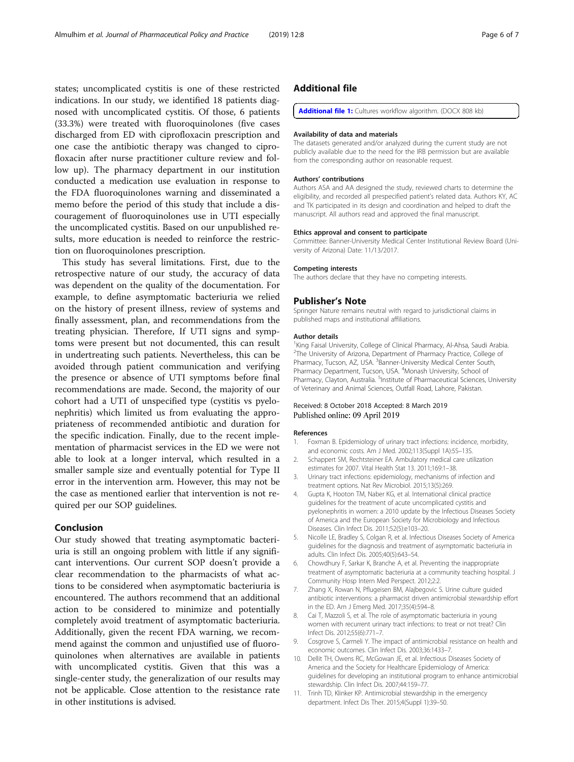states; uncomplicated cystitis is one of these restricted indications. In our study, we identified 18 patients diagnosed with uncomplicated cystitis. Of those, 6 patients (33.3%) were treated with fluoroquinolones (five cases discharged from ED with ciprofloxacin prescription and one case the antibiotic therapy was changed to ciprofloxacin after nurse practitioner culture review and follow up). The pharmacy department in our institution conducted a medication use evaluation in response to the FDA fluoroquinolones warning and disseminated a memo before the period of this study that include a discouragement of fluoroquinolones use in UTI especially the uncomplicated cystitis. Based on our unpublished results, more education is needed to reinforce the restriction on fluoroquinolones prescription.

This study has several limitations. First, due to the retrospective nature of our study, the accuracy of data was dependent on the quality of the documentation. For example, to define asymptomatic bacteriuria we relied on the history of present illness, review of systems and finally assessment, plan, and recommendations from the treating physician. Therefore, If UTI signs and symptoms were present but not documented, this can result in undertreating such patients. Nevertheless, this can be avoided through patient communication and verifying the presence or absence of UTI symptoms before final recommendations are made. Second, the majority of our cohort had a UTI of unspecified type (cystitis vs pyelonephritis) which limited us from evaluating the appropriateness of recommended antibiotic and duration for the specific indication. Finally, due to the recent implementation of pharmacist services in the ED we were not able to look at a longer interval, which resulted in a smaller sample size and eventually potential for Type II error in the intervention arm. However, this may not be the case as mentioned earlier that intervention is not required per our SOP guidelines.

## Conclusion

Our study showed that treating asymptomatic bacteriuria is still an ongoing problem with little if any significant interventions. Our current SOP doesn't provide a clear recommendation to the pharmacists of what actions to be considered when asymptomatic bacteriuria is encountered. The authors recommend that an additional action to be considered to minimize and potentially completely avoid treatment of asymptomatic bacteriuria. Additionally, given the recent FDA warning, we recommend against the common and unjustified use of fluoroquinolones when alternatives are available in patients with uncomplicated cystitis. Given that this was a single-center study, the generalization of our results may not be applicable. Close attention to the resistance rate in other institutions is advised.

## Additional file

**Additional file 1:** Cultures workflow algorithm. (DOCX 808 kb)

#### Availability of data and materials

The datasets generated and/or analyzed during the current study are not publicly available due to the need for the IRB permission but are available from the corresponding author on reasonable request.

#### Authors' contributions

Authors ASA and AA designed the study, reviewed charts to determine the eligibility, and recorded all prespecified patient's related data. Authors KY, AC and TK participated in its design and coordination and helped to draft the manuscript. All authors read and approved the final manuscript.

#### Ethics approval and consent to participate

Committee: Banner-University Medical Center Institutional Review Board (University of Arizona) Date: 11/13/2017.

#### Competing interests

The authors declare that they have no competing interests.

## Publisher's Note

Springer Nature remains neutral with regard to jurisdictional claims in published maps and institutional affiliations.

#### Author details

[1]King Faisal University, College of Clinical Pharmacy, Al-Ahsa, Saudi Arabia. [2]The University of Arizona, Department of Pharmacy Practice, College of Pharmacy, Tucson, AZ, USA. [3]Banner-University Medical Center South, Pharmacy Department, Tucson, USA. [4]Monash University, School of Pharmacy, Clayton, Australia. [5]Institute of Pharmaceutical Sciences, University of Veterinary and Animal Sciences, Outfall Road, Lahore, Pakistan.

Received: 8 October 2018 Accepted: 8 March 2019
Published online: 09 April 2019

#### References

1. Foxman B. Epidemiology of urinary tract infections: incidence, morbidity, and economic costs. Am J Med. 2002;113(Suppl 1A):5S–13S.
2. Schappert SM, Rechtsteiner EA. Ambulatory medical care utilization estimates for 2007. Vital Health Stat 13. 2011;169:1–38.
3. Urinary tract infections: epidemiology, mechanisms of infection and treatment options. Nat Rev Microbiol. 2015;13(5):269.
4. Gupta K, Hooton TM, Naber KG, et al. International clinical practice guidelines for the treatment of acute uncomplicated cystitis and pyelonephritis in women: a 2010 update by the Infectious Diseases Society of America and the European Society for Microbiology and Infectious Diseases. Clin Infect Dis. 2011;52(5):e103–20.
5. Nicolle LE, Bradley S, Colgan R, et al. Infectious Diseases Society of America guidelines for the diagnosis and treatment of asymptomatic bacteriuria in adults. Clin Infect Dis. 2005;40(5):643–54.
6. Chowdhury F, Sarkar K, Branche A, et al. Preventing the inappropriate treatment of asymptomatic bacteriuria at a community teaching hospital. J Community Hosp Intern Med Perspect. 2012;2:2.
7. Zhang X, Rowan N, Pflugeisen BM, Alajbegovic S. Urine culture guided antibiotic interventions: a pharmacist driven antimicrobial stewardship effort in the ED. Am J Emerg Med. 2017;35(4):594–8.
8. Cai T, Mazzoli S, et al. The role of asymptomatic bacteriuria in young women with recurrent urinary tract infections: to treat or not treat? Clin Infect Dis. 2012;55(6):771–7.
9. Cosgrove S, Carmeli Y. The impact of antimicrobial resistance on health and economic outcomes. Clin Infect Dis. 2003;36:1433–7.
10. Dellit TH, Owens RC, McGowan JE, et al. Infectious Diseases Society of America and the Society for Healthcare Epidemiology of America: guidelines for developing an institutional program to enhance antimicrobial stewardship. Clin Infect Dis. 2007;44:159–77.
11. Trinh TD, Klinker KP. Antimicrobial stewardship in the emergency department. Infect Dis Ther. 2015;4(Suppl 1):39–50.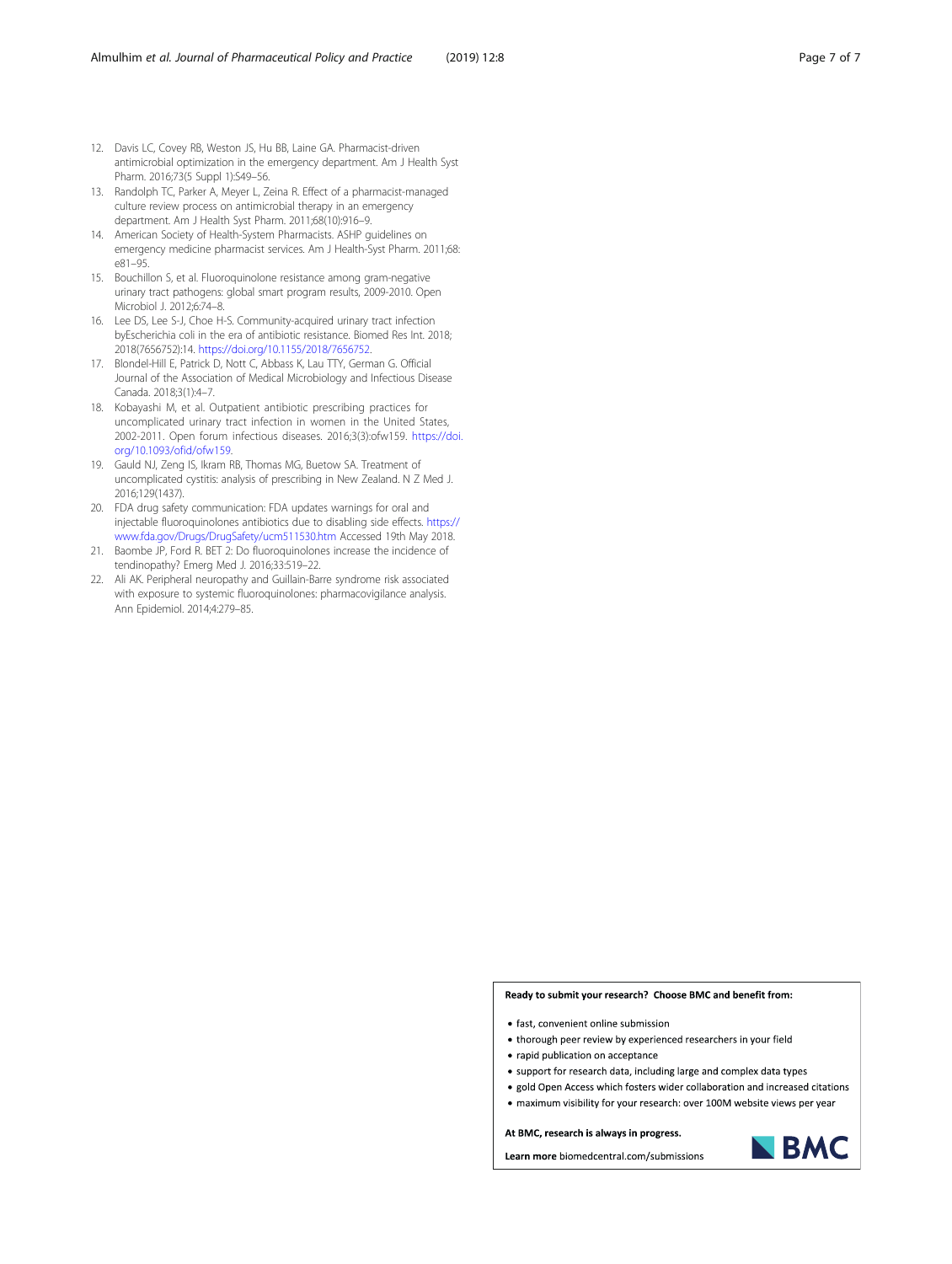12. Davis LC, Covey RB, Weston JS, Hu BB, Laine GA. Pharmacist-driven antimicrobial optimization in the emergency department. Am J Health Syst Pharm. 2016;73(5 Suppl 1):S49–56.
13. Randolph TC, Parker A, Meyer L, Zeina R. Effect of a pharmacist-managed culture review process on antimicrobial therapy in an emergency department. Am J Health Syst Pharm. 2011;68(10):916–9.
14. American Society of Health-System Pharmacists. ASHP guidelines on emergency medicine pharmacist services. Am J Health-Syst Pharm. 2011;68: e81–95.
15. Bouchillon S, et al. Fluoroquinolone resistance among gram-negative urinary tract pathogens: global smart program results, 2009-2010. Open Microbiol J. 2012;6:74–8.
16. Lee DS, Lee S-J, Choe H-S. Community-acquired urinary tract infection byEscherichia coli in the era of antibiotic resistance. Biomed Res Int. 2018; 2018(7656752):14. https://doi.org/10.1155/2018/7656752.
17. Blondel-Hill E, Patrick D, Nott C, Abbass K, Lau TTY, German G. Official Journal of the Association of Medical Microbiology and Infectious Disease Canada. 2018;3(1):4–7.
18. Kobayashi M, et al. Outpatient antibiotic prescribing practices for uncomplicated urinary tract infection in women in the United States, 2002-2011. Open forum infectious diseases. 2016;3(3):ofw159. https://doi.org/10.1093/ofid/ofw159.
19. Gauld NJ, Zeng IS, Ikram RB, Thomas MG, Buetow SA. Treatment of uncomplicated cystitis: analysis of prescribing in New Zealand. N Z Med J. 2016;129(1437).
20. FDA drug safety communication: FDA updates warnings for oral and injectable fluoroquinolones antibiotics due to disabling side effects. https://www.fda.gov/Drugs/DrugSafety/ucm511530.htm Accessed 19th May 2018.
21. Baombe JP, Ford R. BET 2: Do fluoroquinolones increase the incidence of tendinopathy? Emerg Med J. 2016;33:519–22.
22. Ali AK. Peripheral neuropathy and Guillain-Barre syndrome risk associated with exposure to systemic fluoroquinolones: pharmacovigilance analysis. Ann Epidemiol. 2014;4:279–85.